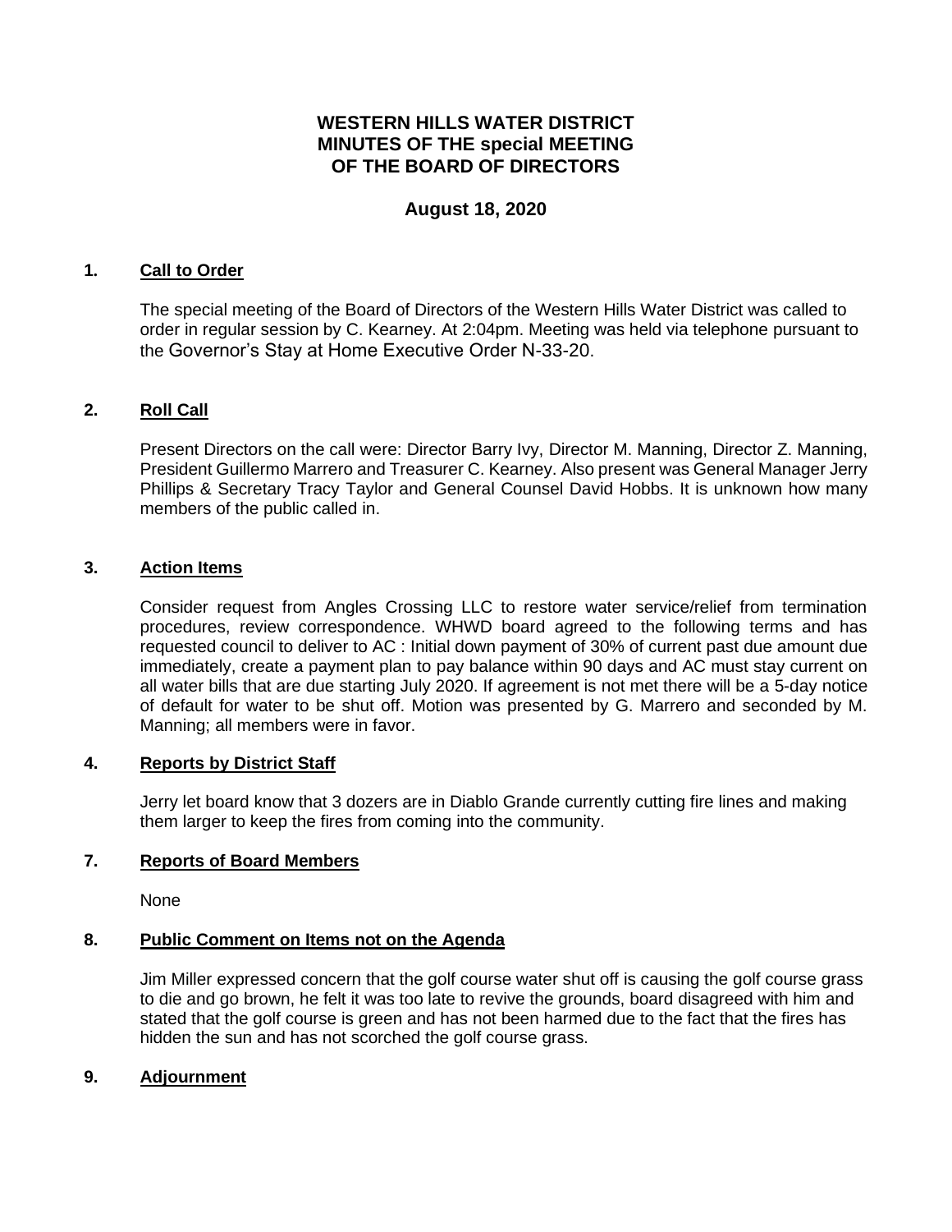# WESTERN HILLS WATER DISTRICT
# MINUTES OF THE special MEETING
# OF THE BOARD OF DIRECTORS

## August 18, 2020

### 1. Call to Order

The special meeting of the Board of Directors of the Western Hills Water District was called to order in regular session by C. Kearney. At 2:04pm. Meeting was held via telephone pursuant to the Governor's Stay at Home Executive Order N-33-20.

### 2. Roll Call

Present Directors on the call were: Director Barry Ivy, Director M. Manning, Director Z. Manning, President Guillermo Marrero and Treasurer C. Kearney. Also present was General Manager Jerry Phillips & Secretary Tracy Taylor and General Counsel David Hobbs. It is unknown how many members of the public called in.

### 3. Action Items

Consider request from Angles Crossing LLC to restore water service/relief from termination procedures, review correspondence. WHWD board agreed to the following terms and has requested council to deliver to AC : Initial down payment of 30% of current past due amount due immediately, create a payment plan to pay balance within 90 days and AC must stay current on all water bills that are due starting July 2020. If agreement is not met there will be a 5-day notice of default for water to be shut off. Motion was presented by G. Marrero and seconded by M. Manning; all members were in favor.

### 4. Reports by District Staff

Jerry let board know that 3 dozers are in Diablo Grande currently cutting fire lines and making them larger to keep the fires from coming into the community.

### 7. Reports of Board Members

None

### 8. Public Comment on Items not on the Agenda

Jim Miller expressed concern that the golf course water shut off is causing the golf course grass to die and go brown, he felt it was too late to revive the grounds, board disagreed with him and stated that the golf course is green and has not been harmed due to the fact that the fires has hidden the sun and has not scorched the golf course grass.

### 9. Adjournment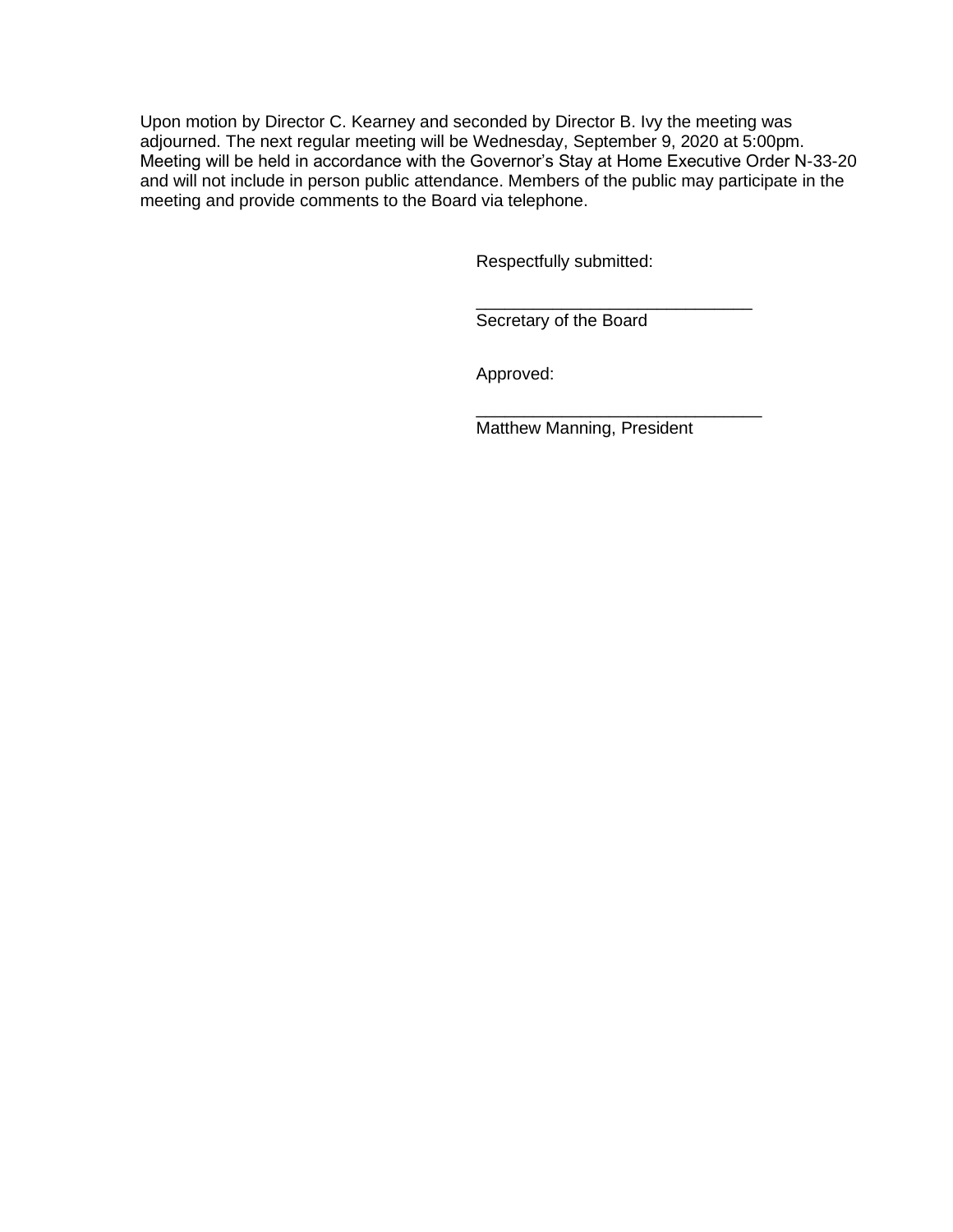Upon motion by Director C. Kearney and seconded by Director B. Ivy the meeting was adjourned. The next regular meeting will be Wednesday, September 9, 2020 at 5:00pm. Meeting will be held in accordance with the Governor's Stay at Home Executive Order N-33-20 and will not include in person public attendance. Members of the public may participate in the meeting and provide comments to the Board via telephone.

Respectfully submitted:

______________________________
Secretary of the Board

Approved:

______________________________
Matthew Manning, President